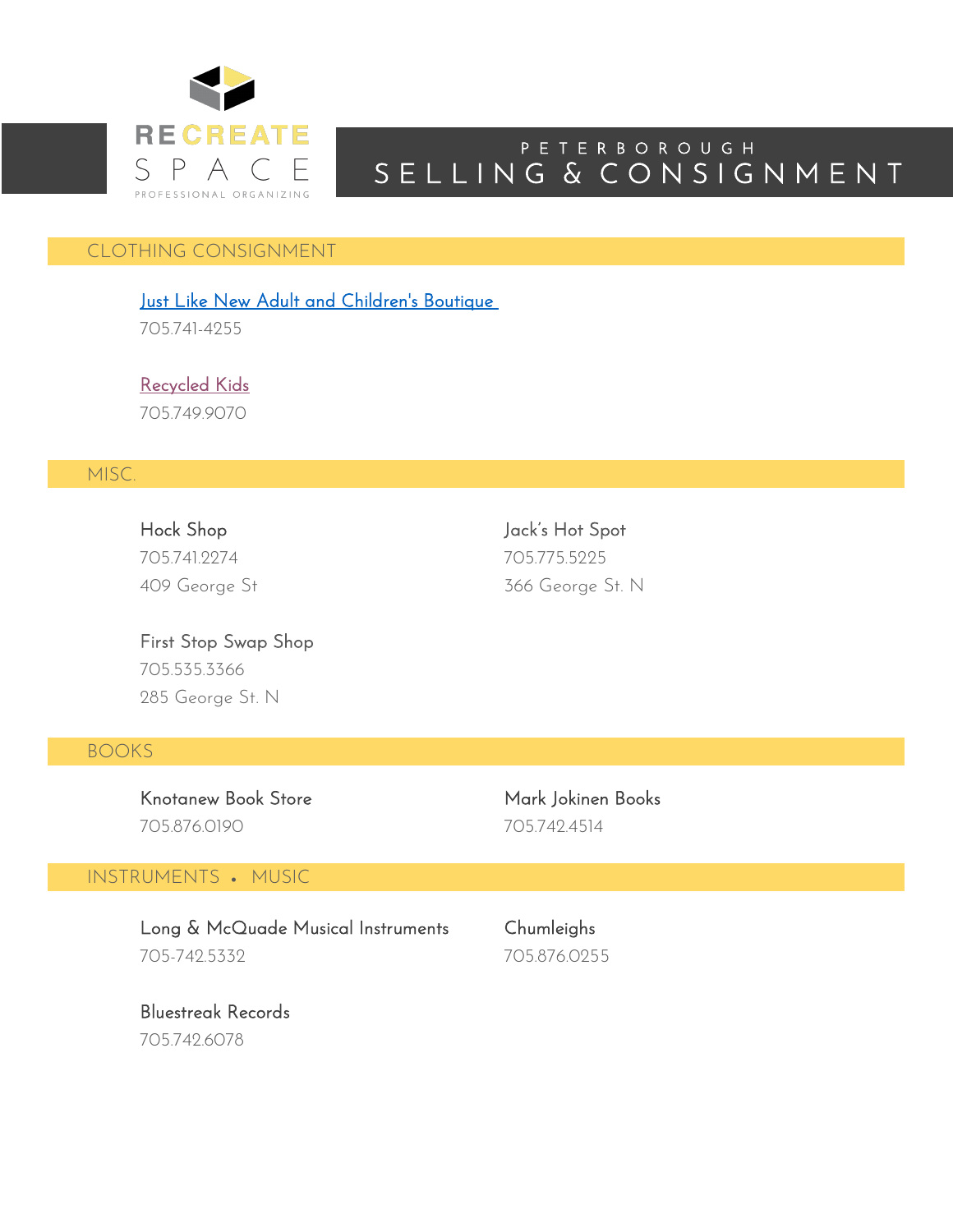RECREATE SPACE
PROFESSIONAL ORGANIZING

# PETERBOROUGH SELLING & CONSIGNMENT

## CLOTHING CONSIGNMENT

Just Like New Adult and Children's Boutique
705.741-4255

Recycled Kids
705.749.9070

## MISC.

Hock Shop
705.741.2274
409 George St

Jack's Hot Spot
705.775.5225
366 George St. N

First Stop Swap Shop
705.535.3366
285 George St. N

## BOOKS

Knotanew Book Store
705.876.0190

Mark Jokinen Books
705.742.4514

## INSTRUMENTS • MUSIC

Long & McQuade Musical Instruments
705-742.5332

Chumleighs
705.876.0255

Bluestreak Records
705.742.6078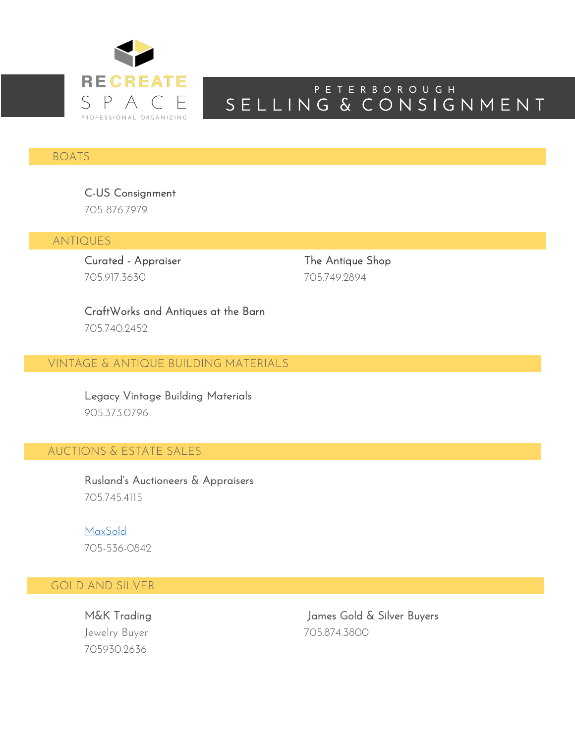RECREATE SPACE
PROFESSIONAL ORGANIZING

# PETERBOROUGH SELLING & CONSIGNMENT

## BOATS

C-US Consignment
705-876.7979

## ANTIQUES

Curated - Appraiser
705.917.3630

The Antique Shop
705.749.2894

CraftWorks and Antiques at the Barn
705.740.2452

## VINTAGE & ANTIQUE BUILDING MATERIALS

Legacy Vintage Building Materials
905.373.0796

## AUCTIONS & ESTATE SALES

Rusland's Auctioneers & Appraisers
705.745.4115

MaxSold
705-536-0842

## GOLD AND SILVER

M&K Trading
Jewelry Buyer
705930.2636

James Gold & Silver Buyers
705.874.3800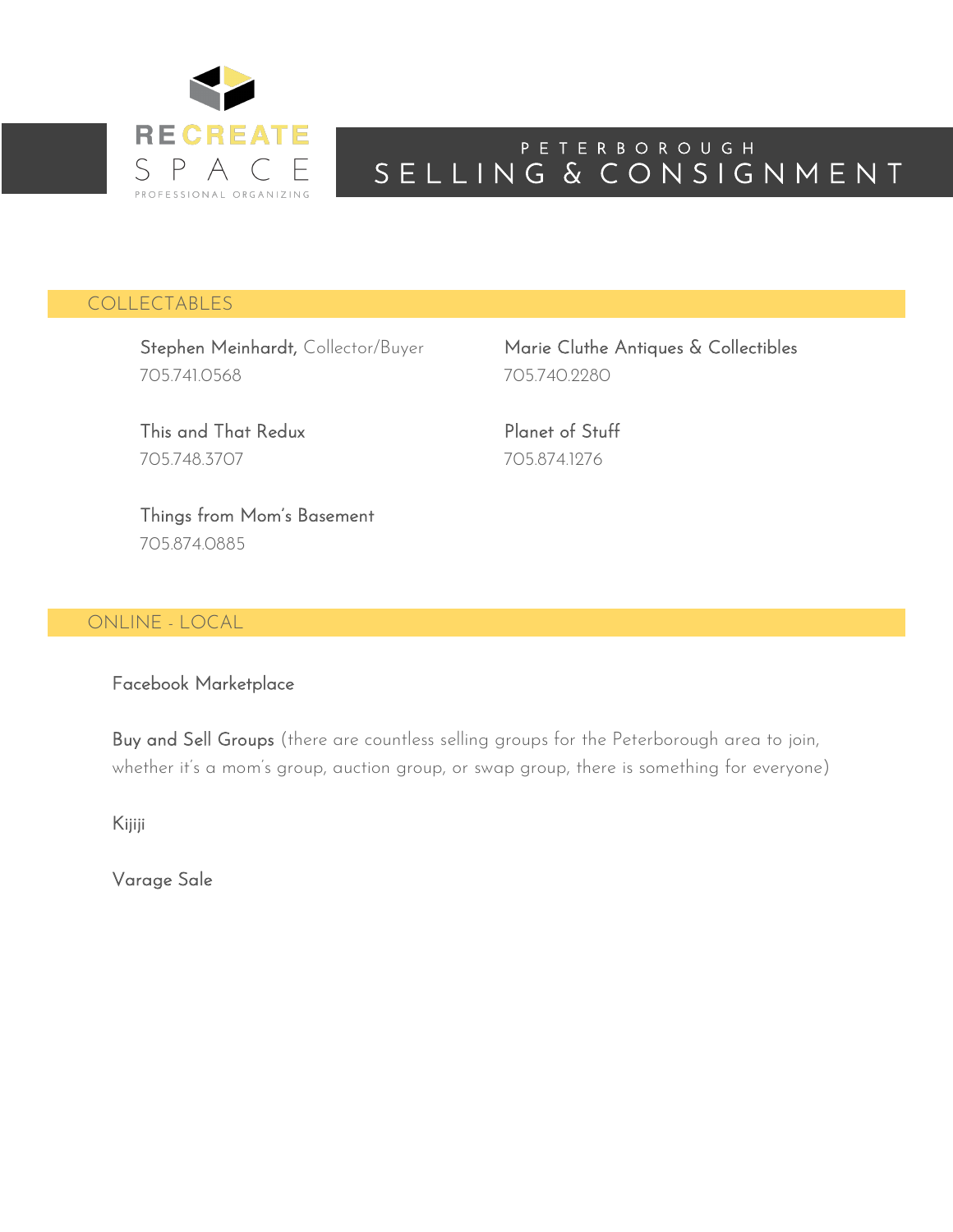RECREATE SPACE
PROFESSIONAL ORGANIZING

# PETERBOROUGH SELLING & CONSIGNMENT

## COLLECTABLES

**Stephen Meinhardt,** Collector/Buyer
705.741.0568

Marie Cluthe Antiques & Collectibles
705.740.2280

This and That Redux
705.748.3707

Planet of Stuff
705.874.1276

Things from Mom's Basement
705.874.0885

## ONLINE - LOCAL

Facebook Marketplace

Buy and Sell Groups (there are countless selling groups for the Peterborough area to join, whether it's a mom's group, auction group, or swap group, there is something for everyone)

Kijiji

Varage Sale